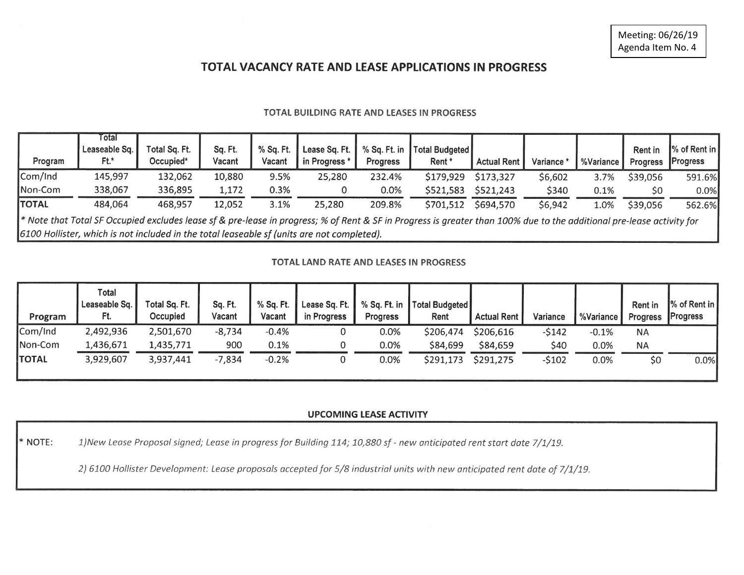Meeting: 06/26/19
Agenda Item No. 4

# TOTAL VACANCY RATE AND LEASE APPLICATIONS IN PROGRESS

## TOTAL BUILDING RATE AND LEASES IN PROGRESS

| Program | Total Leaseable Sq. Ft.* | Total Sq. Ft. Occupied* | Sq. Ft. Vacant | % Sq. Ft. Vacant | Lease Sq. Ft. in Progress * | % Sq. Ft. in Progress | Total Budgeted Rent * | Actual Rent | Variance * | %Variance | Rent in Progress | % of Rent in Progress |
|---|---|---|---|---|---|---|---|---|---|---|---|---|
| Com/Ind | 145,997 | 132,062 | 10,880 | 9.5% | 25,280 | 232.4% | $179,929 | $173,327 | $6,602 | 3.7% | $39,056 | 591.6% |
| Non-Com | 338,067 | 336,895 | 1,172 | 0.3% | 0 | 0.0% | $521,583 | $521,243 | $340 | 0.1% | $0 | 0.0% |
| **TOTAL** | 484,064 | 468,957 | 12,052 | 3.1% | 25,280 | 209.8% | $701,512 | $694,570 | $6,942 | 1.0% | $39,056 | 562.6% |

*\* Note that Total SF Occupied excludes lease sf & pre-lease in progress; % of Rent & SF in Progress is greater than 100% due to the additional pre-lease activity for 6100 Hollister, which is not included in the total leaseable sf (units are not completed).*

## TOTAL LAND RATE AND LEASES IN PROGRESS

| Program | Total Leaseable Sq. Ft. | Total Sq. Ft. Occupied | Sq. Ft. Vacant | % Sq. Ft. Vacant | Lease Sq. Ft. in Progress | % Sq. Ft. in Progress | Total Budgeted Rent | Actual Rent | Variance | %Variance | Rent in Progress | % of Rent in Progress |
|---|---|---|---|---|---|---|---|---|---|---|---|---|
| Com/Ind | 2,492,936 | 2,501,670 | -8,734 | -0.4% | 0 | 0.0% | $206,474 | $206,616 | -$142 | -0.1% | NA | |
| Non-Com | 1,436,671 | 1,435,771 | 900 | 0.1% | 0 | 0.0% | $84,699 | $84,659 | $40 | 0.0% | NA | |
| **TOTAL** | 3,929,607 | 3,937,441 | -7,834 | -0.2% | 0 | 0.0% | $291,173 | $291,275 | -$102 | 0.0% | $0 | 0.0% |

## UPCOMING LEASE ACTIVITY

\* NOTE:

*1)New Lease Proposal signed; Lease in progress for Building 114; 10,880 sf - new anticipated rent start date 7/1/19.*

*2) 6100 Hollister Development: Lease proposals accepted for 5/8 industrial units with new anticipated rent date of 7/1/19.*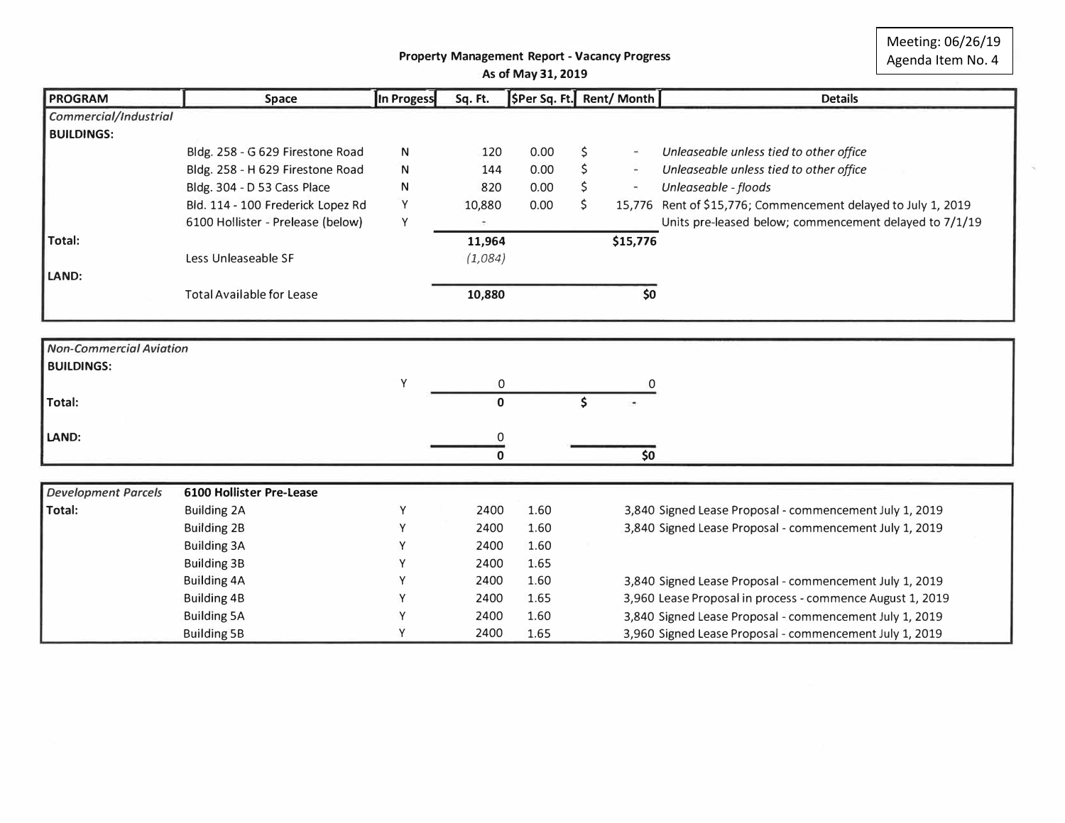Meeting: 06/26/19
Agenda Item No. 4

## Property Management Report - Vacancy Progress
**As of May 31, 2019**

| PROGRAM | Space | In Progess | Sq. Ft. | $Per Sq. Ft. | Rent/ Month | Details |
|---|---|---|---|---|---|---|
| *Commercial/Industrial* | | | | | | |
| **BUILDINGS:** | | | | | | |
| | Bldg. 258 - G 629 Firestone Road | N | 120 | 0.00 | $ - | *Unleaseable unless tied to other office* |
| | Bldg. 258 - H 629 Firestone Road | N | 144 | 0.00 | $ - | *Unleaseable unless tied to other office* |
| | Bldg. 304 - D 53 Cass Place | N | 820 | 0.00 | $ - | *Unleaseable - floods* |
| | Bld. 114 - 100 Frederick Lopez Rd | Y | 10,880 | 0.00 | $ 15,776 | Rent of $15,776; Commencement delayed to July 1, 2019 |
| | 6100 Hollister - Prelease (below) | Y | - | | | Units pre-leased below; commencement delayed to 7/1/19 |
| **Total:** | | | **11,964** | | **$15,776** | |
| | Less Unleaseable SF | | *(1,084)* | | | |
| **LAND:** | | | | | | |
| | Total Available for Lease | | **10,880** | | **$0** | |

| PROGRAM | Space | In Progess | Sq. Ft. | $Per Sq. Ft. | Rent/ Month | Details |
|---|---|---|---|---|---|---|
| *Non-Commercial Aviation* | | | | | | |
| **BUILDINGS:** | | | | | | |
| | | Y | 0 | | 0 | |
| **Total:** | | | **0** | | **$ -** | |
| **LAND:** | | | 0 | | | |
| | | | **0** | | **$0** | |

| PROGRAM | Space | In Progess | Sq. Ft. | $Per Sq. Ft. | Rent/ Month | Details |
|---|---|---|---|---|---|---|
| *Development Parcels* | **6100 Hollister Pre-Lease** | | | | | |
| **Total:** | Building 2A | Y | 2400 | 1.60 | 3,840 | Signed Lease Proposal - commencement July 1, 2019 |
| | Building 2B | Y | 2400 | 1.60 | 3,840 | Signed Lease Proposal - commencement July 1, 2019 |
| | Building 3A | Y | 2400 | 1.60 | | |
| | Building 3B | Y | 2400 | 1.65 | | |
| | Building 4A | Y | 2400 | 1.60 | 3,840 | Signed Lease Proposal - commencement July 1, 2019 |
| | Building 4B | Y | 2400 | 1.65 | 3,960 | Lease Proposal in process - commence August 1, 2019 |
| | Building 5A | Y | 2400 | 1.60 | 3,840 | Signed Lease Proposal - commencement July 1, 2019 |
| | Building 5B | Y | 2400 | 1.65 | 3,960 | Signed Lease Proposal - commencement July 1, 2019 |